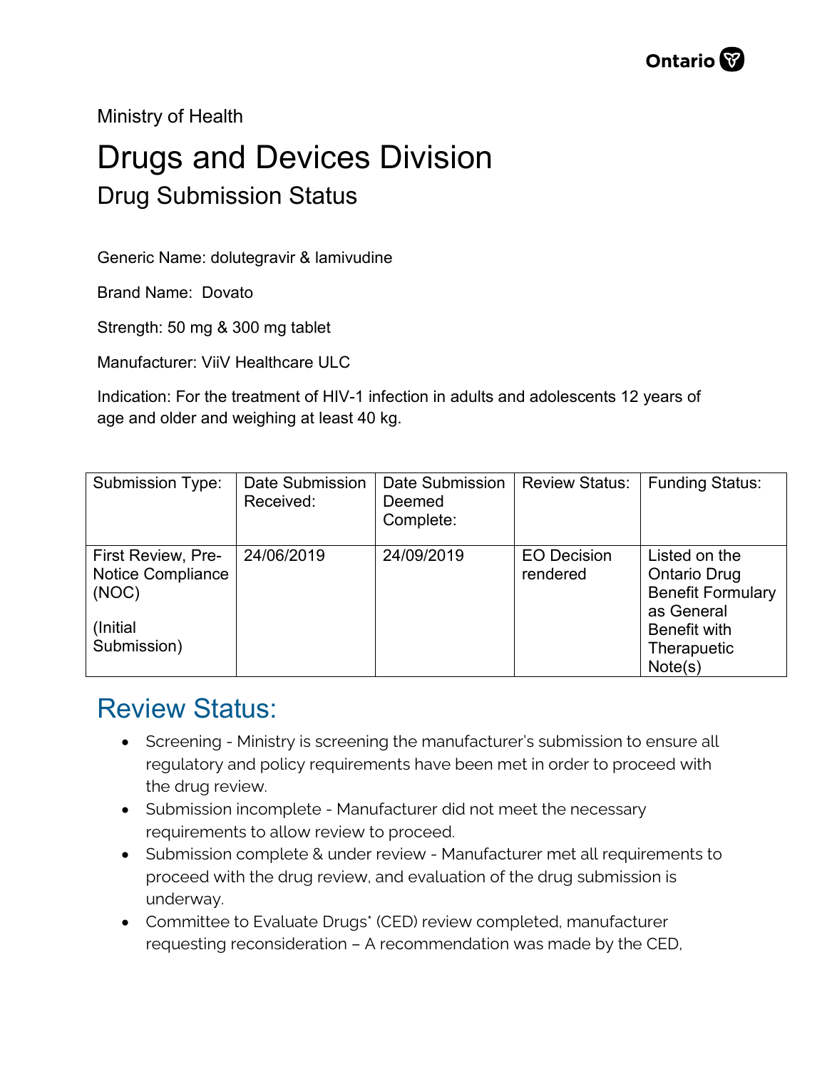Ministry of Health

# Drugs and Devices Division

## Drug Submission Status

Generic Name: dolutegravir & lamivudine

Brand Name: Dovato

Strength: 50 mg & 300 mg tablet

Manufacturer: ViiV Healthcare ULC

Indication: For the treatment of HIV-1 infection in adults and adolescents 12 years of age and older and weighing at least 40 kg.

| Submission Type: | Date Submission Received: | Date Submission Deemed Complete: | Review Status: | Funding Status: |
|---|---|---|---|---|
| First Review, Pre-Notice Compliance (NOC)<br><br>(Initial Submission) | 24/06/2019 | 24/09/2019 | EO Decision rendered | Listed on the Ontario Drug Benefit Formulary as General Benefit with Therapuetic Note(s) |

## Review Status:

- Screening - Ministry is screening the manufacturer's submission to ensure all regulatory and policy requirements have been met in order to proceed with the drug review.
- Submission incomplete - Manufacturer did not meet the necessary requirements to allow review to proceed.
- Submission complete & under review - Manufacturer met all requirements to proceed with the drug review, and evaluation of the drug submission is underway.
- Committee to Evaluate Drugs* (CED) review completed, manufacturer requesting reconsideration – A recommendation was made by the CED,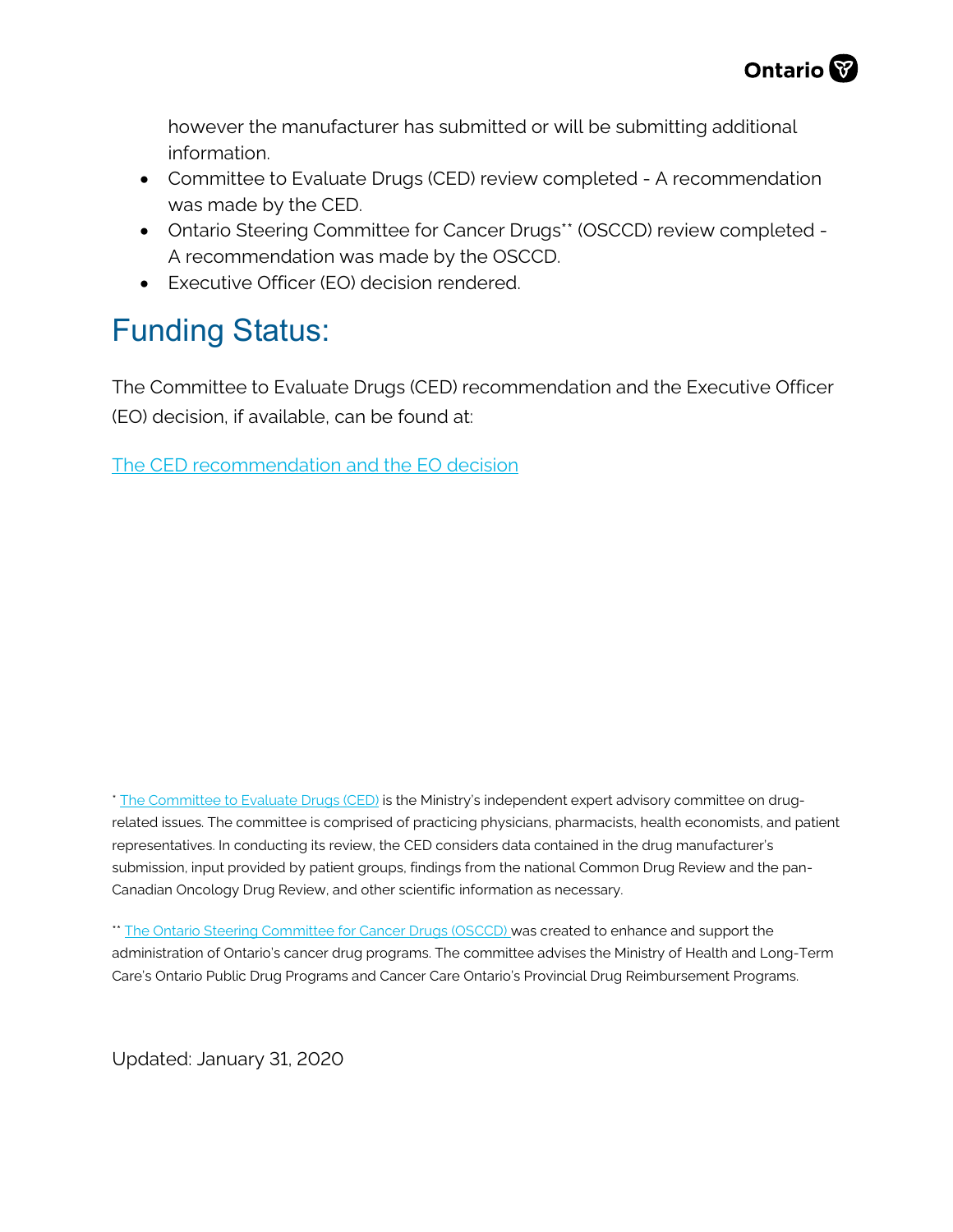however the manufacturer has submitted or will be submitting additional information.

- Committee to Evaluate Drugs (CED) review completed - A recommendation was made by the CED.
- Ontario Steering Committee for Cancer Drugs** (OSCCD) review completed - A recommendation was made by the OSCCD.
- Executive Officer (EO) decision rendered.

## Funding Status:

The Committee to Evaluate Drugs (CED) recommendation and the Executive Officer (EO) decision, if available, can be found at:

The CED recommendation and the EO decision

* The Committee to Evaluate Drugs (CED) is the Ministry's independent expert advisory committee on drug-related issues. The committee is comprised of practicing physicians, pharmacists, health economists, and patient representatives. In conducting its review, the CED considers data contained in the drug manufacturer's submission, input provided by patient groups, findings from the national Common Drug Review and the pan-Canadian Oncology Drug Review, and other scientific information as necessary.

** The Ontario Steering Committee for Cancer Drugs (OSCCD) was created to enhance and support the administration of Ontario's cancer drug programs. The committee advises the Ministry of Health and Long-Term Care's Ontario Public Drug Programs and Cancer Care Ontario's Provincial Drug Reimbursement Programs.

Updated: January 31, 2020